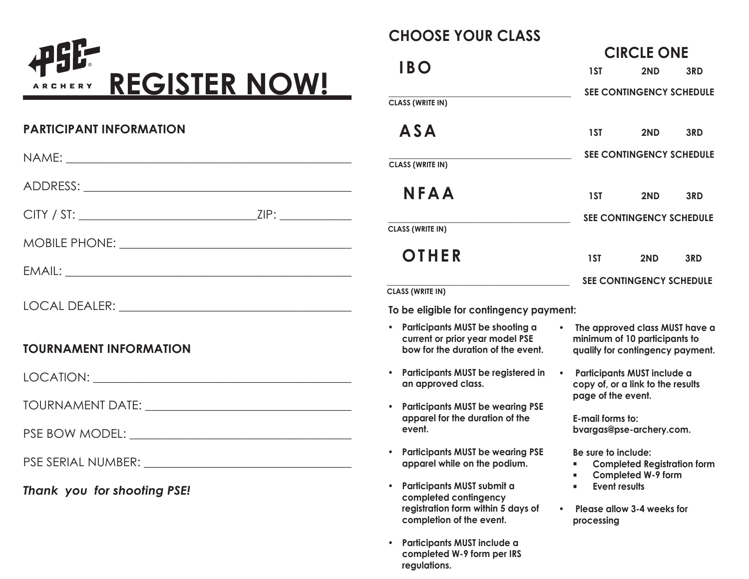PSE ARCHERY

# REGISTER NOW!

## PARTICIPANT INFORMATION

NAME: ____________________________________________

ADDRESS: ____________________________________________

CITY / ST: ____________________________ ZIP: ___________

MOBILE PHONE: ____________________________________

EMAIL: ____________________________________________

LOCAL DEALER: ____________________________________

## TOURNAMENT INFORMATION

LOCATION: ____________________________________________

TOURNAMENT DATE: ________________________________

PSE BOW MODEL: __________________________________

PSE SERIAL NUMBER: ________________________________

***Thank you for shooting PSE!***

## CHOOSE YOUR CLASS

| | CIRCLE ONE | | |
|---|---|---|---|
| **IBO** | **1ST** | **2ND** | **3RD** |
| ____________________ **CLASS (WRITE IN)** | **SEE CONTINGENCY SCHEDULE** | | |
| **ASA** | **1ST** | **2ND** | **3RD** |
| ____________________ **CLASS (WRITE IN)** | **SEE CONTINGENCY SCHEDULE** | | |
| **NFAA** | **1ST** | **2ND** | **3RD** |
| ____________________ **CLASS (WRITE IN)** | **SEE CONTINGENCY SCHEDULE** | | |
| **OTHER** | **1ST** | **2ND** | **3RD** |
| ____________________ **CLASS (WRITE IN)** | **SEE CONTINGENCY SCHEDULE** | | |

**To be eligible for contingency payment:**

- **Participants MUST be shooting a current or prior year model PSE bow for the duration of the event.**
- **Participants MUST be registered in an approved class.**
- **Participants MUST be wearing PSE apparel for the duration of the event.**
- **Participants MUST be wearing PSE apparel while on the podium.**
- **Participants MUST submit a completed contingency registration form within 5 days of completion of the event.**
- **Participants MUST include a completed W-9 form per IRS regulations.**
- **The approved class MUST have a minimum of 10 participants to qualify for contingency payment.**
- **Participants MUST include a copy of, or a link to the results page of the event.**

  **E-mail forms to: bvargas@pse-archery.com.**

  **Be sure to include:**
  - **Completed Registration form**
  - **Completed W-9 form**
  - **Event results**
- **Please allow 3-4 weeks for processing**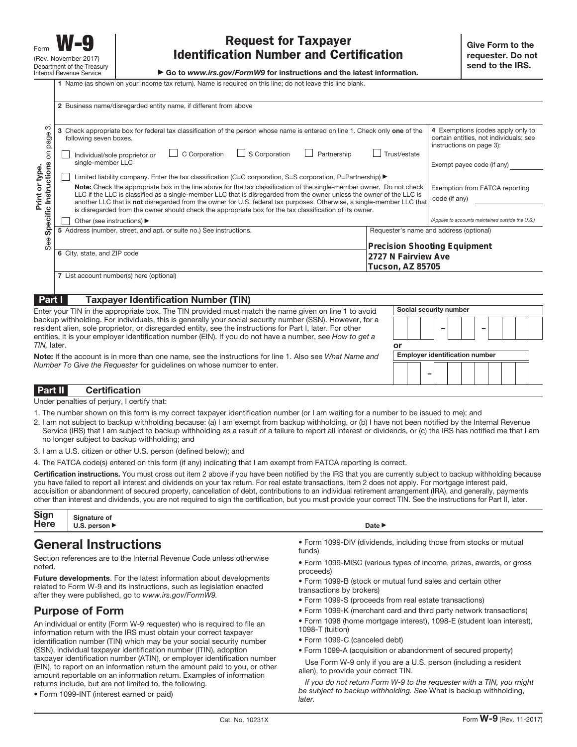Form **W-9** (Rev. November 2017) Department of the Treasury Internal Revenue Service

# Request for Taxpayer Identification Number and Certification

▶ Go to *www.irs.gov/FormW9* for instructions and the latest information.

**Give Form to the requester. Do not send to the IRS.**

Print or type. See **Specific Instructions** on page 3.

1 Name (as shown on your income tax return). Name is required on this line; do not leave this line blank.

2 Business name/disregarded entity name, if different from above

3 Check appropriate box for federal tax classification of the person whose name is entered on line 1. Check only **one** of the following seven boxes.

☐ Individual/sole proprietor or single-member LLC ☐ C Corporation ☐ S Corporation ☐ Partnership ☐ Trust/estate

☐ Limited liability company. Enter the tax classification (C=C corporation, S=S corporation, P=Partnership) ▶

**Note:** Check the appropriate box in the line above for the tax classification of the single-member owner. Do not check LLC if the LLC is classified as a single-member LLC that is disregarded from the owner unless the owner of the LLC is another LLC that is **not** disregarded from the owner for U.S. federal tax purposes. Otherwise, a single-member LLC that is disregarded from the owner should check the appropriate box for the tax classification of its owner.

☐ Other (see instructions) ▶

4 Exemptions (codes apply only to certain entities, not individuals; see instructions on page 3):

Exempt payee code (if any)

Exemption from FATCA reporting code (if any)

*(Applies to accounts maintained outside the U.S.)*

5 Address (number, street, and apt. or suite no.) See instructions.

Requester's name and address (optional)

**Precision Shooting Equipment**
**2727 N Fairview Ave**
**Tucson, AZ 85705**

6 City, state, and ZIP code

7 List account number(s) here (optional)

## Part I Taxpayer Identification Number (TIN)

Enter your TIN in the appropriate box. The TIN provided must match the name given on line 1 to avoid backup withholding. For individuals, this is generally your social security number (SSN). However, for a resident alien, sole proprietor, or disregarded entity, see the instructions for Part I, later. For other entities, it is your employer identification number (EIN). If you do not have a number, see *How to get a TIN,* later.

**Note:** If the account is in more than one name, see the instructions for line 1. Also see *What Name and Number To Give the Requester* for guidelines on whose number to enter.

**Social security number**

– –

or

**Employer identification number**

–

## Part II Certification

Under penalties of perjury, I certify that:

1. The number shown on this form is my correct taxpayer identification number (or I am waiting for a number to be issued to me); and
2. I am not subject to backup withholding because: (a) I am exempt from backup withholding, or (b) I have not been notified by the Internal Revenue Service (IRS) that I am subject to backup withholding as a result of a failure to report all interest or dividends, or (c) the IRS has notified me that I am no longer subject to backup withholding; and
3. I am a U.S. citizen or other U.S. person (defined below); and
4. The FATCA code(s) entered on this form (if any) indicating that I am exempt from FATCA reporting is correct.

**Certification instructions.** You must cross out item 2 above if you have been notified by the IRS that you are currently subject to backup withholding because you have failed to report all interest and dividends on your tax return. For real estate transactions, item 2 does not apply. For mortgage interest paid, acquisition or abandonment of secured property, cancellation of debt, contributions to an individual retirement arrangement (IRA), and generally, payments other than interest and dividends, you are not required to sign the certification, but you must provide your correct TIN. See the instructions for Part II, later.

**Sign Here** **Signature of U.S. person ▶** **Date ▶**

## General Instructions

Section references are to the Internal Revenue Code unless otherwise noted.

**Future developments**. For the latest information about developments related to Form W-9 and its instructions, such as legislation enacted after they were published, go to *www.irs.gov/FormW9.*

## Purpose of Form

An individual or entity (Form W-9 requester) who is required to file an information return with the IRS must obtain your correct taxpayer identification number (TIN) which may be your social security number (SSN), individual taxpayer identification number (ITIN), adoption taxpayer identification number (ATIN), or employer identification number (EIN), to report on an information return the amount paid to you, or other amount reportable on an information return. Examples of information returns include, but are not limited to, the following.

- Form 1099-INT (interest earned or paid)
- Form 1099-DIV (dividends, including those from stocks or mutual funds)
- Form 1099-MISC (various types of income, prizes, awards, or gross proceeds)
- Form 1099-B (stock or mutual fund sales and certain other transactions by brokers)
- Form 1099-S (proceeds from real estate transactions)
- Form 1099-K (merchant card and third party network transactions)
- Form 1098 (home mortgage interest), 1098-E (student loan interest), 1098-T (tuition)
- Form 1099-C (canceled debt)
- Form 1099-A (acquisition or abandonment of secured property)

Use Form W-9 only if you are a U.S. person (including a resident alien), to provide your correct TIN.

*If you do not return Form W-9 to the requester with a TIN, you might be subject to backup withholding. See* What is backup withholding, *later.*

Cat. No. 10231X Form **W-9** (Rev. 11-2017)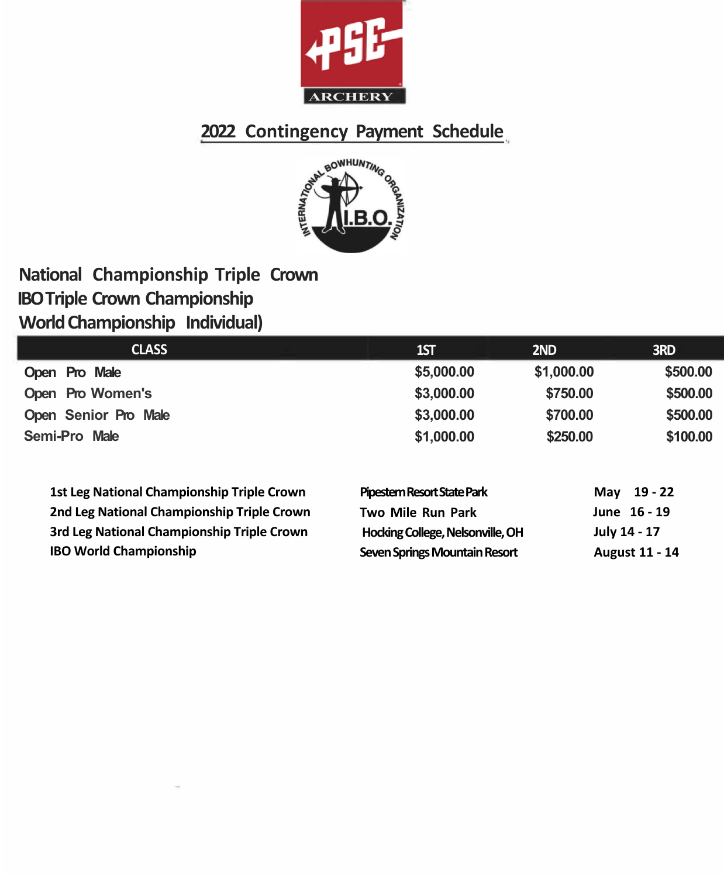PSE ARCHERY

## 2022 Contingency Payment Schedule

INTERNATIONAL BOWHUNTING ORGANIZATION I.B.O.

### National Championship Triple Crown
### IBO Triple Crown Championship
### World Championship Individual)

| CLASS | 1ST | 2ND | 3RD |
|---|---|---|---|
| Open Pro Male | $5,000.00 | $1,000.00 | $500.00 |
| Open Pro Women's | $3,000.00 | $750.00 | $500.00 |
| Open Senior Pro Male | $3,000.00 | $700.00 | $500.00 |
| Semi-Pro Male | $1,000.00 | $250.00 | $100.00 |

| | | |
|---|---|---|
| **1st Leg National Championship Triple Crown** | **Pipestem Resort State Park** | **May 19 - 22** |
| **2nd Leg National Championship Triple Crown** | **Two Mile Run Park** | **June 16 - 19** |
| **3rd Leg National Championship Triple Crown** | **Hocking College, Nelsonville, OH** | **July 14 - 17** |
| **IBO World Championship** | **Seven Springs Mountain Resort** | **August 11 - 14** |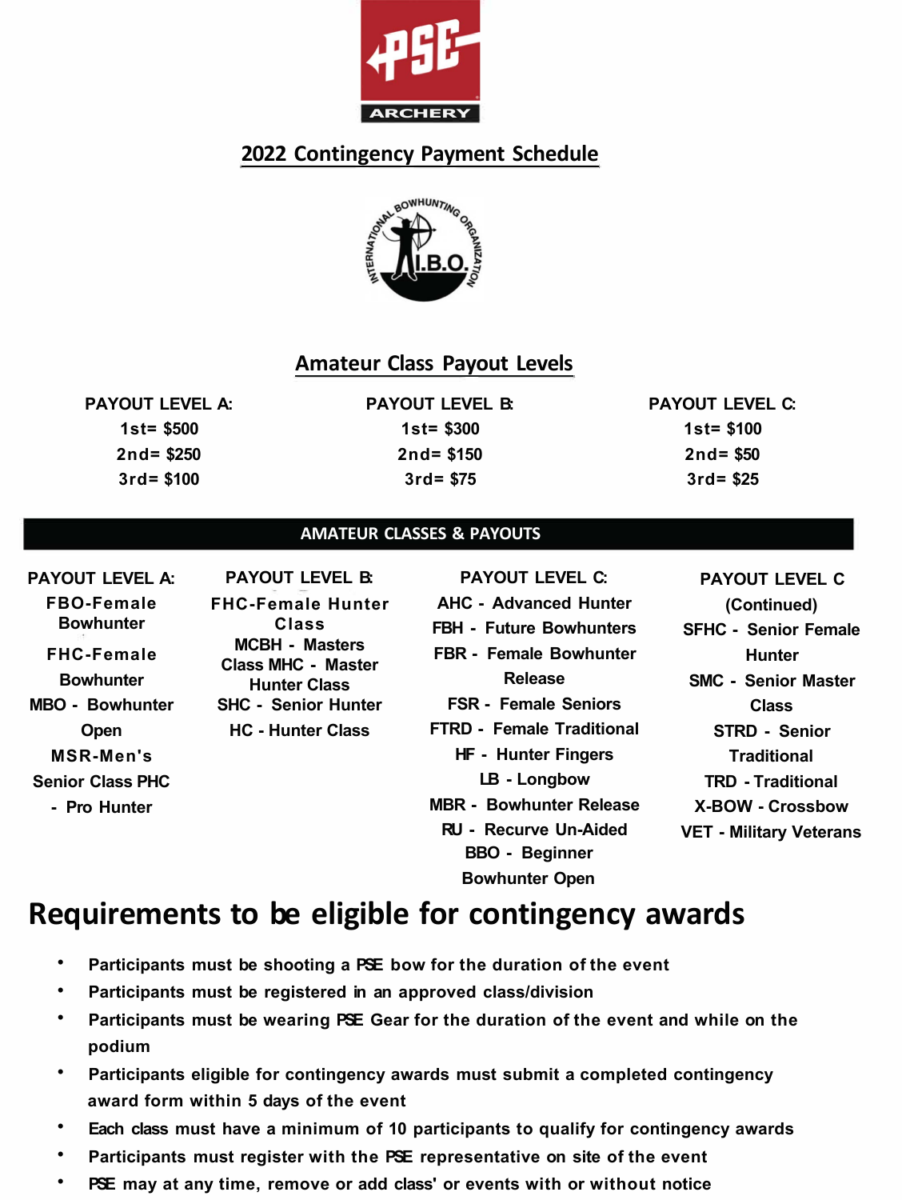PSE ARCHERY

## 2022 Contingency Payment Schedule

INTERNATIONAL BOWHUNTING ORGANIZATION I.B.O.

### Amateur Class Payout Levels

| PAYOUT LEVEL A: | PAYOUT LEVEL B: | PAYOUT LEVEL C: |
|---|---|---|
| 1st= $500 | 1st= $300 | 1st= $100 |
| 2nd= $250 | 2nd= $150 | 2nd= $50 |
| 3rd= $100 | 3rd= $75 | 3rd= $25 |

### AMATEUR CLASSES & PAYOUTS

**PAYOUT LEVEL A:**

- FBO-Female Bowhunter
- FHC-Female Bowhunter
- MBO - Bowhunter Open
- MSR-Men's Senior Class
- PHC - Pro Hunter

**PAYOUT LEVEL B:**

- FHC-Female Hunter Class
- MCBH - Masters Class
- MHC - Master Hunter Class
- SHC - Senior Hunter
- HC - Hunter Class

**PAYOUT LEVEL C:**

- AHC - Advanced Hunter
- FBH - Future Bowhunters
- FBR - Female Bowhunter Release
- FSR - Female Seniors
- FTRD - Female Traditional
- HF - Hunter Fingers
- LB - Longbow
- MBR - Bowhunter Release
- RU - Recurve Un-Aided
- BBO - Beginner Bowhunter Open

**PAYOUT LEVEL C (Continued)**

- SFHC - Senior Female Hunter
- SMC - Senior Master Class
- STRD - Senior Traditional
- TRD - Traditional
- X-BOW - Crossbow
- VET - Military Veterans

# Requirements to be eligible for contingency awards

- Participants must be shooting a PSE bow for the duration of the event
- Participants must be registered in an approved class/division
- Participants must be wearing PSE Gear for the duration of the event and while on the podium
- Participants eligible for contingency awards must submit a completed contingency award form within 5 days of the event
- Each class must have a minimum of 10 participants to qualify for contingency awards
- Participants must register with the PSE representative on site of the event
- PSE may at any time, remove or add class' or events with or without notice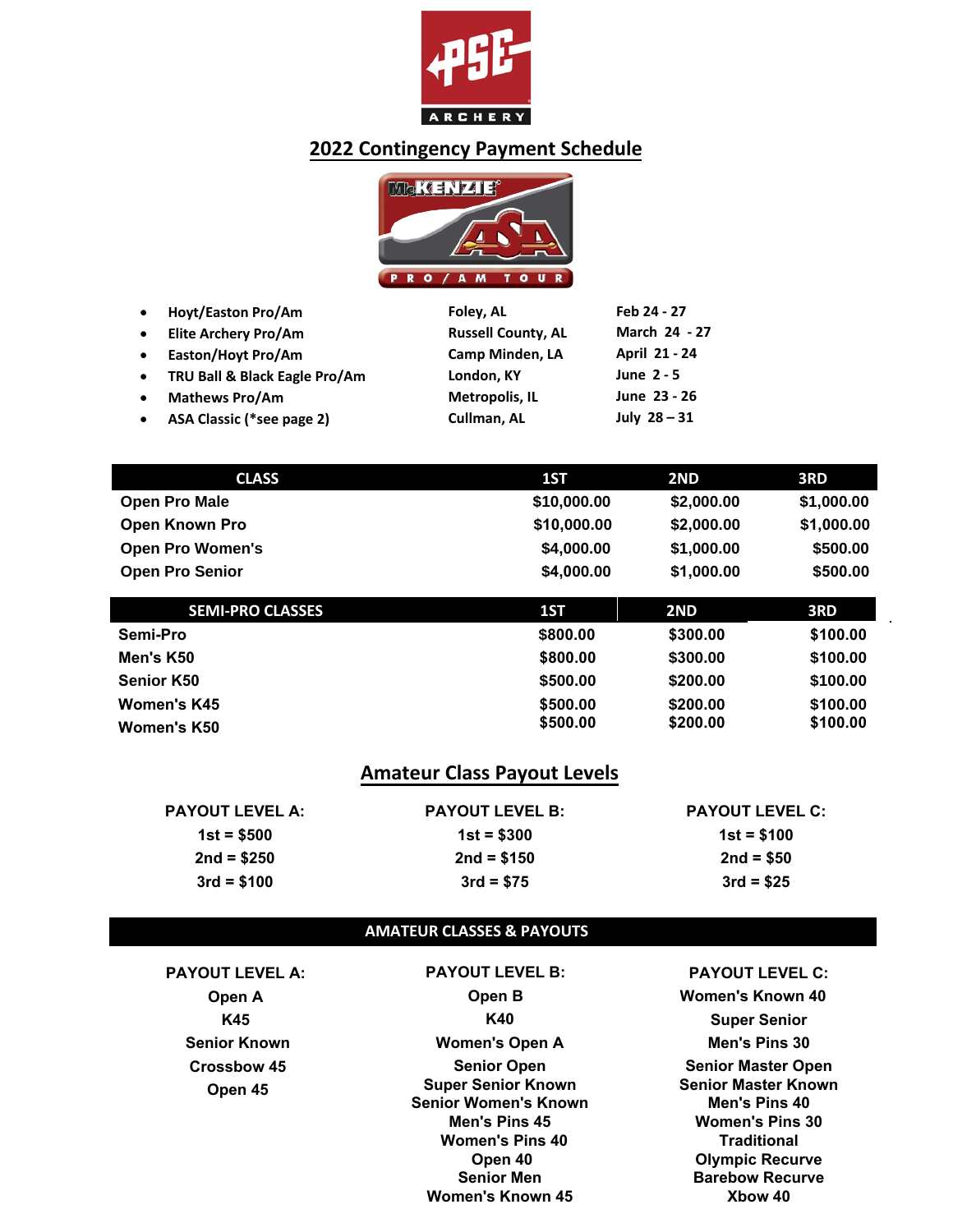PSE ARCHERY

## 2022 Contingency Payment Schedule

McKENZIE ASA PRO / AM TOUR

- Hoyt/Easton Pro/Am — Foley, AL — Feb 24 - 27
- Elite Archery Pro/Am — Russell County, AL — March 24 - 27
- Easton/Hoyt Pro/Am — Camp Minden, LA — April 21 - 24
- TRU Ball & Black Eagle Pro/Am — London, KY — June 2 - 5
- Mathews Pro/Am — Metropolis, IL — June 23 - 26
- ASA Classic (*see page 2) — Cullman, AL — July 28 – 31

| CLASS | 1ST | 2ND | 3RD |
|---|---|---|---|
| Open Pro Male | $10,000.00 | $2,000.00 | $1,000.00 |
| Open Known Pro | $10,000.00 | $2,000.00 | $1,000.00 |
| Open Pro Women's | $4,000.00 | $1,000.00 | $500.00 |
| Open Pro Senior | $4,000.00 | $1,000.00 | $500.00 |

| SEMI-PRO CLASSES | 1ST | 2ND | 3RD |
|---|---|---|---|
| Semi-Pro | $800.00 | $300.00 | $100.00 |
| Men's K50 | $800.00 | $300.00 | $100.00 |
| Senior K50 | $500.00 | $200.00 | $100.00 |
| Women's K45 | $500.00 | $200.00 | $100.00 |
| Women's K50 | $500.00 | $200.00 | $100.00 |

## Amateur Class Payout Levels

| PAYOUT LEVEL A: | PAYOUT LEVEL B: | PAYOUT LEVEL C: |
|---|---|---|
| 1st = $500 | 1st = $300 | 1st = $100 |
| 2nd = $250 | 2nd = $150 | 2nd = $50 |
| 3rd = $100 | 3rd = $75 | 3rd = $25 |

### AMATEUR CLASSES & PAYOUTS

| PAYOUT LEVEL A: | PAYOUT LEVEL B: | PAYOUT LEVEL C: |
|---|---|---|
| Open A | Open B | Women's Known 40 |
| K45 | K40 | Super Senior |
| Senior Known | Women's Open A | Men's Pins 30 |
| Crossbow 45 | Senior Open | Senior Master Open |
| Open 45 | Super Senior Known | Senior Master Known |
| | Senior Women's Known | Men's Pins 40 |
| | Men's Pins 45 | Women's Pins 30 |
| | Women's Pins 40 | Traditional |
| | Open 40 | Olympic Recurve |
| | Senior Men | Barebow Recurve |
| | Women's Known 45 | Xbow 40 |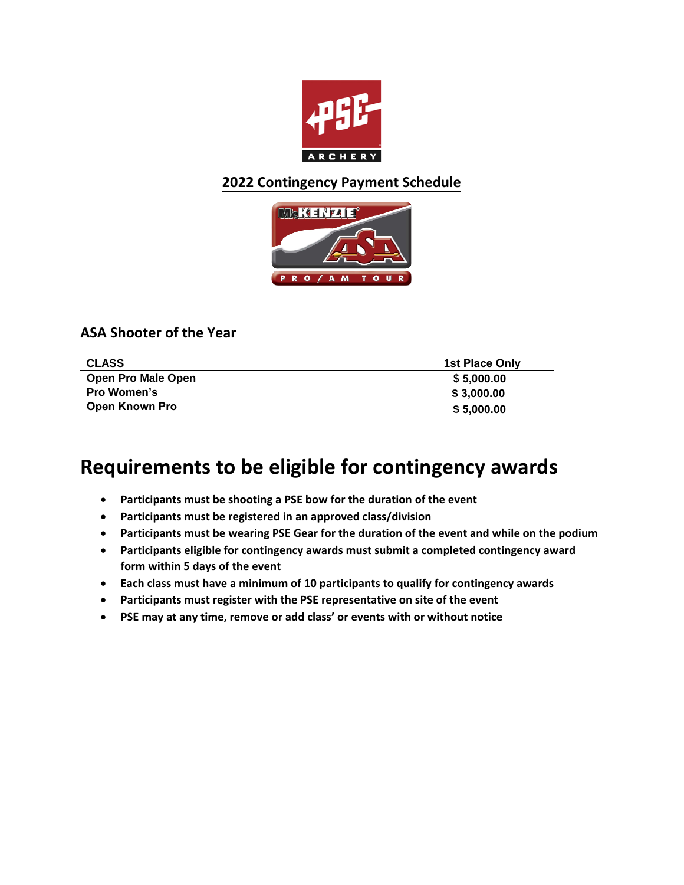## 2022 Contingency Payment Schedule

### ASA Shooter of the Year

| CLASS | 1st Place Only |
|---|---|
| Open Pro Male Open | $ 5,000.00 |
| Pro Women's | $ 3,000.00 |
| Open Known Pro | $ 5,000.00 |

# Requirements to be eligible for contingency awards

- **Participants must be shooting a PSE bow for the duration of the event**
- **Participants must be registered in an approved class/division**
- **Participants must be wearing PSE Gear for the duration of the event and while on the podium**
- **Participants eligible for contingency awards must submit a completed contingency award form within 5 days of the event**
- **Each class must have a minimum of 10 participants to qualify for contingency awards**
- **Participants must register with the PSE representative on site of the event**
- **PSE may at any time, remove or add class' or events with or without notice**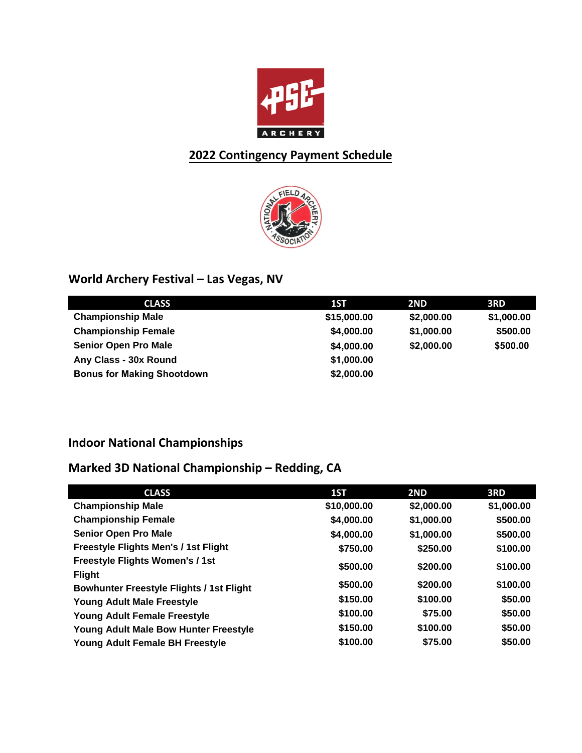# 2022 Contingency Payment Schedule

## World Archery Festival – Las Vegas, NV

| CLASS | 1ST | 2ND | 3RD |
|---|---|---|---|
| **Championship Male** | **$15,000.00** | **$2,000.00** | **$1,000.00** |
| **Championship Female** | **$4,000.00** | **$1,000.00** | **$500.00** |
| **Senior Open Pro Male** | **$4,000.00** | **$2,000.00** | **$500.00** |
| **Any Class - 30x Round** | **$1,000.00** | | |
| **Bonus for Making Shootdown** | **$2,000.00** | | |

## Indoor National Championships

## Marked 3D National Championship – Redding, CA

| CLASS | 1ST | 2ND | 3RD |
|---|---|---|---|
| **Championship Male** | **$10,000.00** | **$2,000.00** | **$1,000.00** |
| **Championship Female** | **$4,000.00** | **$1,000.00** | **$500.00** |
| **Senior Open Pro Male** | **$4,000.00** | **$1,000.00** | **$500.00** |
| **Freestyle Flights Men's / 1st Flight** | **$750.00** | **$250.00** | **$100.00** |
| **Freestyle Flights Women's / 1st Flight** | **$500.00** | **$200.00** | **$100.00** |
| **Bowhunter Freestyle Flights / 1st Flight** | **$500.00** | **$200.00** | **$100.00** |
| **Young Adult Male Freestyle** | **$150.00** | **$100.00** | **$50.00** |
| **Young Adult Female Freestyle** | **$100.00** | **$75.00** | **$50.00** |
| **Young Adult Male Bow Hunter Freestyle** | **$150.00** | **$100.00** | **$50.00** |
| **Young Adult Female BH Freestyle** | **$100.00** | **$75.00** | **$50.00** |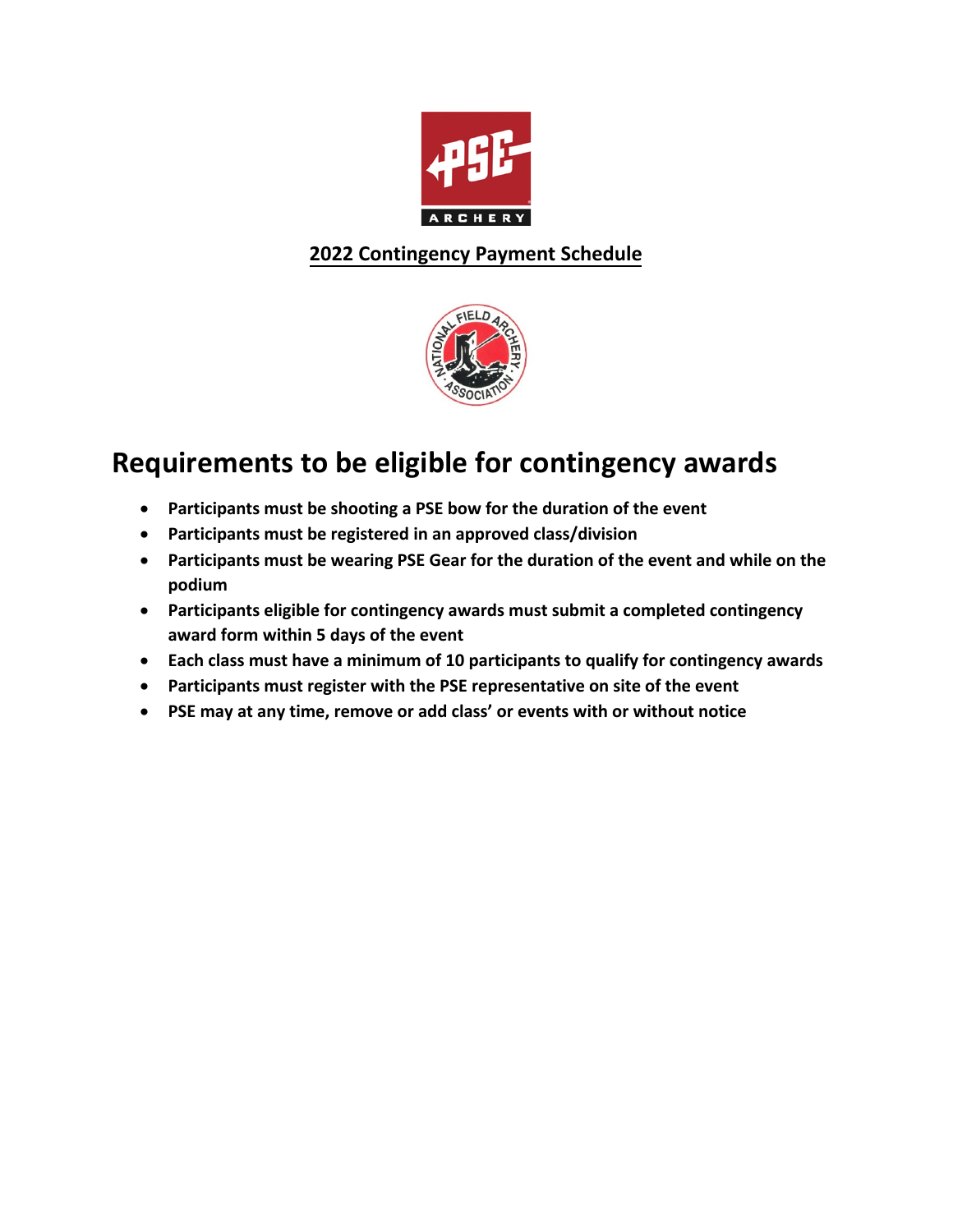**2022 Contingency Payment Schedule**

# Requirements to be eligible for contingency awards

- **Participants must be shooting a PSE bow for the duration of the event**
- **Participants must be registered in an approved class/division**
- **Participants must be wearing PSE Gear for the duration of the event and while on the podium**
- **Participants eligible for contingency awards must submit a completed contingency award form within 5 days of the event**
- **Each class must have a minimum of 10 participants to qualify for contingency awards**
- **Participants must register with the PSE representative on site of the event**
- **PSE may at any time, remove or add class' or events with or without notice**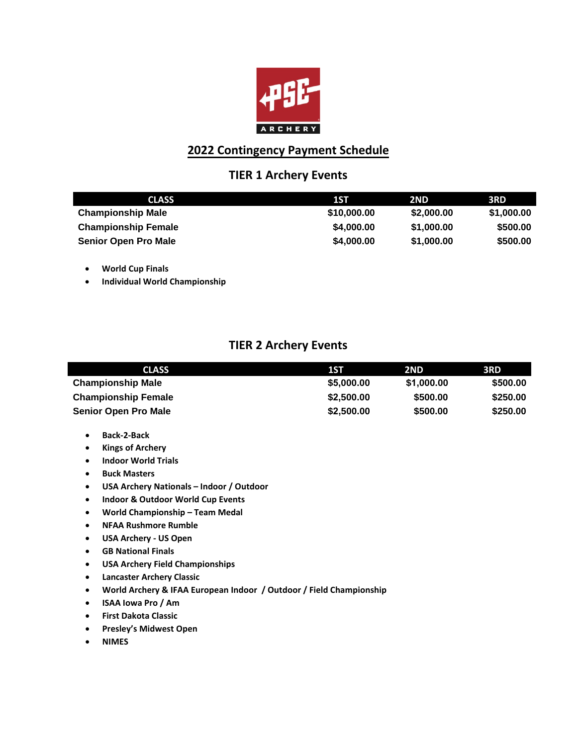## 2022 Contingency Payment Schedule

### TIER 1 Archery Events

| CLASS | 1ST | 2ND | 3RD |
|---|---|---|---|
| Championship Male | $10,000.00 | $2,000.00 | $1,000.00 |
| Championship Female | $4,000.00 | $1,000.00 | $500.00 |
| Senior Open Pro Male | $4,000.00 | $1,000.00 | $500.00 |

- **World Cup Finals**
- **Individual World Championship**

### TIER 2 Archery Events

| CLASS | 1ST | 2ND | 3RD |
|---|---|---|---|
| Championship Male | $5,000.00 | $1,000.00 | $500.00 |
| Championship Female | $2,500.00 | $500.00 | $250.00 |
| Senior Open Pro Male | $2,500.00 | $500.00 | $250.00 |

- **Back-2-Back**
- **Kings of Archery**
- **Indoor World Trials**
- **Buck Masters**
- **USA Archery Nationals – Indoor / Outdoor**
- **Indoor & Outdoor World Cup Events**
- **World Championship – Team Medal**
- **NFAA Rushmore Rumble**
- **USA Archery - US Open**
- **GB National Finals**
- **USA Archery Field Championships**
- **Lancaster Archery Classic**
- **World Archery & IFAA European Indoor / Outdoor / Field Championship**
- **ISAA Iowa Pro / Am**
- **First Dakota Classic**
- **Presley's Midwest Open**
- **NIMES**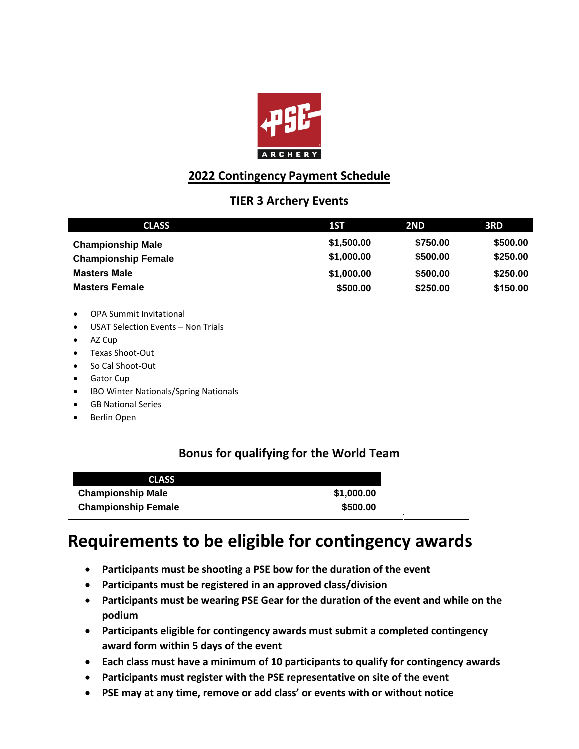## 2022 Contingency Payment Schedule

### TIER 3 Archery Events

| CLASS | 1ST | 2ND | 3RD |
|---|---|---|---|
| **Championship Male** | **$1,500.00** | **$750.00** | **$500.00** |
| **Championship Female** | **$1,000.00** | **$500.00** | **$250.00** |
| **Masters Male** | **$1,000.00** | **$500.00** | **$250.00** |
| **Masters Female** | **$500.00** | **$250.00** | **$150.00** |

- OPA Summit Invitational
- USAT Selection Events – Non Trials
- AZ Cup
- Texas Shoot-Out
- So Cal Shoot-Out
- Gator Cup
- IBO Winter Nationals/Spring Nationals
- GB National Series
- Berlin Open

### Bonus for qualifying for the World Team

| CLASS | |
|---|---|
| **Championship Male** | **$1,000.00** |
| **Championship Female** | **$500.00** |

# Requirements to be eligible for contingency awards

- **Participants must be shooting a PSE bow for the duration of the event**
- **Participants must be registered in an approved class/division**
- **Participants must be wearing PSE Gear for the duration of the event and while on the podium**
- **Participants eligible for contingency awards must submit a completed contingency award form within 5 days of the event**
- **Each class must have a minimum of 10 participants to qualify for contingency awards**
- **Participants must register with the PSE representative on site of the event**
- **PSE may at any time, remove or add class' or events with or without notice**